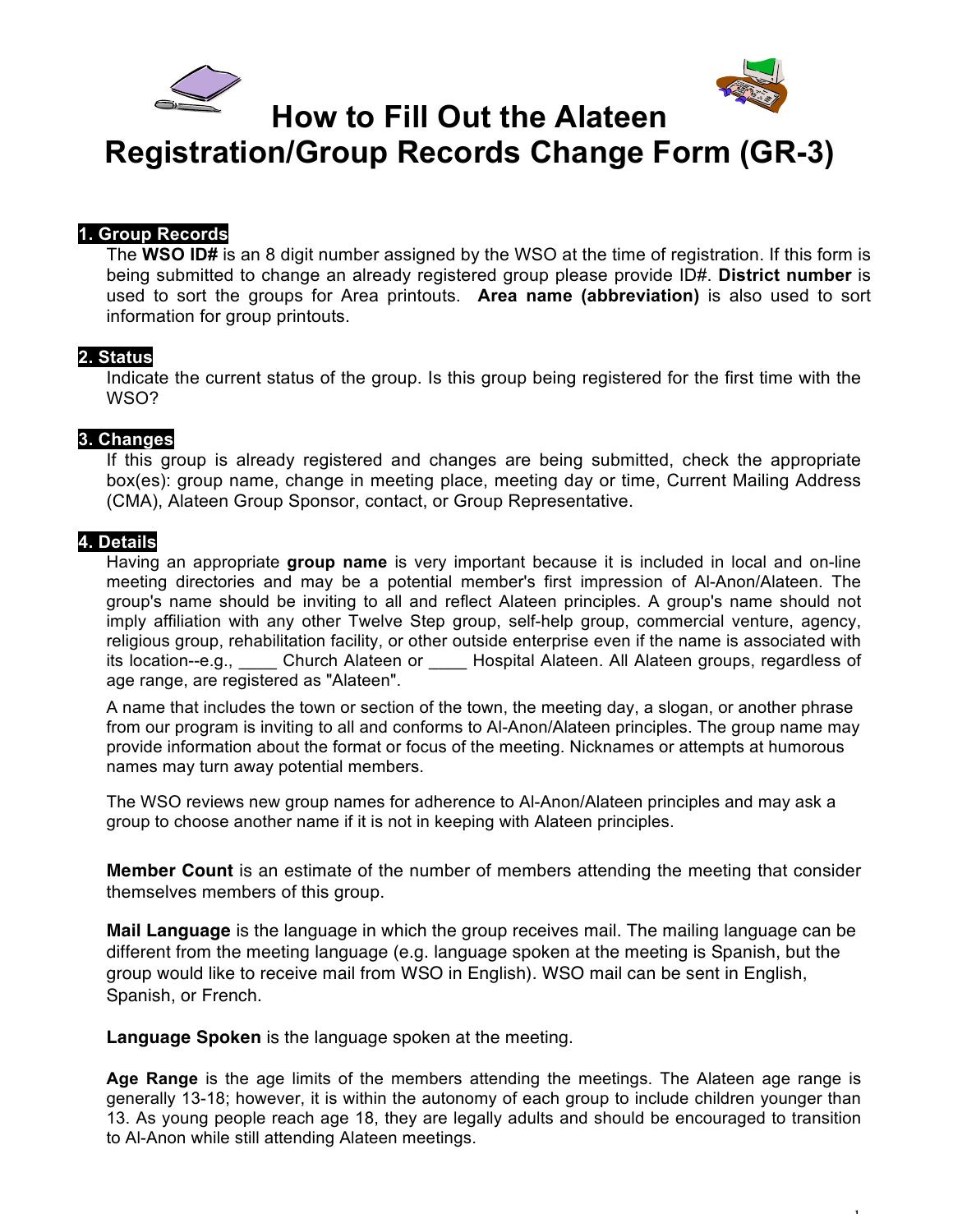# How to Fill Out the Alateen Registration/Group Records Change Form (GR-3)

## 1. Group Records

The **WSO ID#** is an 8 digit number assigned by the WSO at the time of registration. If this form is being submitted to change an already registered group please provide ID#. **District number** is used to sort the groups for Area printouts. **Area name (abbreviation)** is also used to sort information for group printouts.

## 2. Status

Indicate the current status of the group. Is this group being registered for the first time with the WSO?

## 3. Changes

If this group is already registered and changes are being submitted, check the appropriate box(es): group name, change in meeting place, meeting day or time, Current Mailing Address (CMA), Alateen Group Sponsor, contact, or Group Representative.

## 4. Details

Having an appropriate **group name** is very important because it is included in local and on-line meeting directories and may be a potential member's first impression of Al-Anon/Alateen. The group's name should be inviting to all and reflect Alateen principles. A group's name should not imply affiliation with any other Twelve Step group, self-help group, commercial venture, agency, religious group, rehabilitation facility, or other outside enterprise even if the name is associated with its location--e.g., ____ Church Alateen or ____ Hospital Alateen. All Alateen groups, regardless of age range, are registered as "Alateen".

A name that includes the town or section of the town, the meeting day, a slogan, or another phrase from our program is inviting to all and conforms to Al-Anon/Alateen principles. The group name may provide information about the format or focus of the meeting. Nicknames or attempts at humorous names may turn away potential members.

The WSO reviews new group names for adherence to Al-Anon/Alateen principles and may ask a group to choose another name if it is not in keeping with Alateen principles.

**Member Count** is an estimate of the number of members attending the meeting that consider themselves members of this group.

**Mail Language** is the language in which the group receives mail. The mailing language can be different from the meeting language (e.g. language spoken at the meeting is Spanish, but the group would like to receive mail from WSO in English). WSO mail can be sent in English, Spanish, or French.

**Language Spoken** is the language spoken at the meeting.

**Age Range** is the age limits of the members attending the meetings. The Alateen age range is generally 13-18; however, it is within the autonomy of each group to include children younger than 13. As young people reach age 18, they are legally adults and should be encouraged to transition to Al-Anon while still attending Alateen meetings.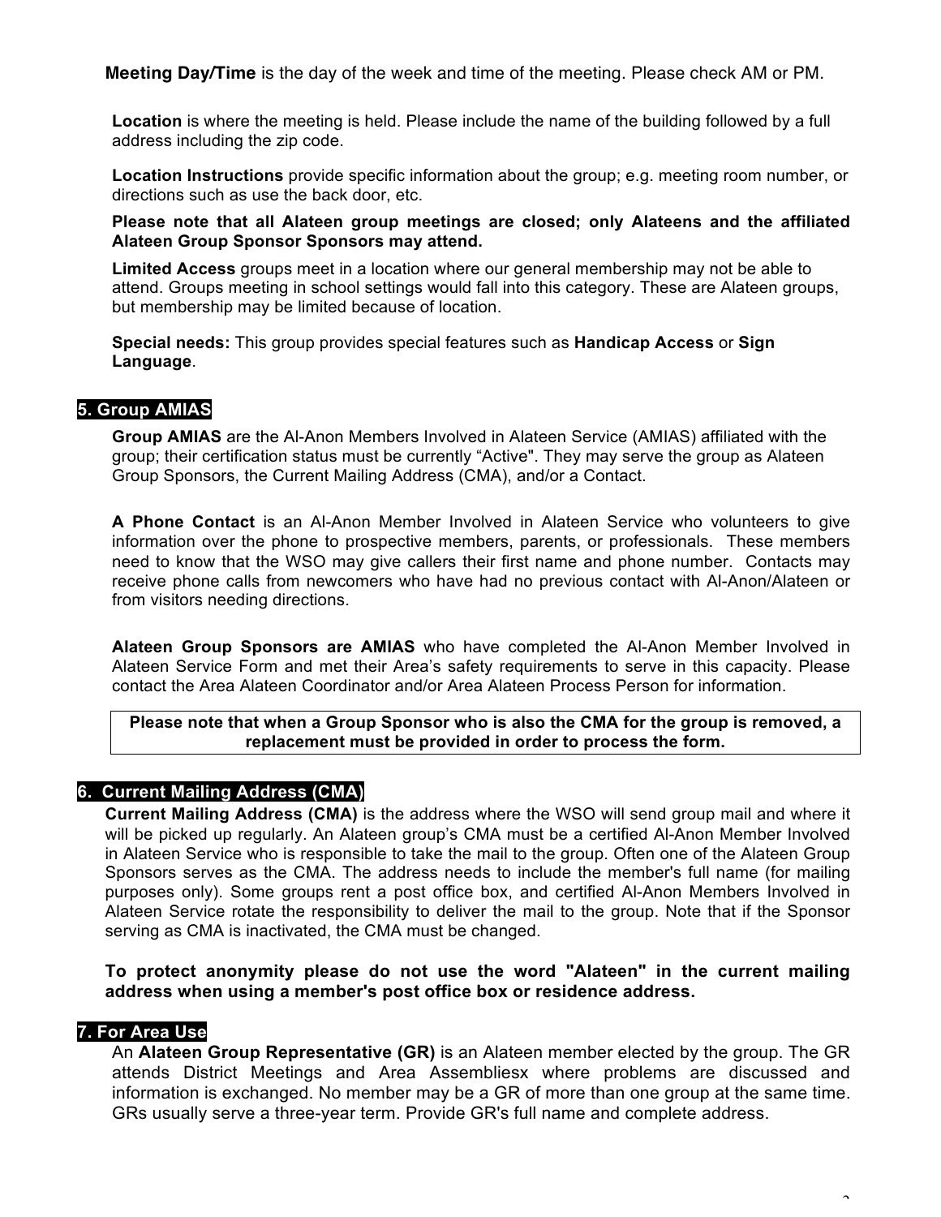**Meeting Day/Time** is the day of the week and time of the meeting. Please check AM or PM.

**Location** is where the meeting is held. Please include the name of the building followed by a full address including the zip code.

**Location Instructions** provide specific information about the group; e.g. meeting room number, or directions such as use the back door, etc.

**Please note that all Alateen group meetings are closed; only Alateens and the affiliated Alateen Group Sponsor Sponsors may attend.**

**Limited Access** groups meet in a location where our general membership may not be able to attend. Groups meeting in school settings would fall into this category. These are Alateen groups, but membership may be limited because of location.

**Special needs:** This group provides special features such as **Handicap Access** or **Sign Language**.

## 5. Group AMIAS

**Group AMIAS** are the Al-Anon Members Involved in Alateen Service (AMIAS) affiliated with the group; their certification status must be currently "Active". They may serve the group as Alateen Group Sponsors, the Current Mailing Address (CMA), and/or a Contact.

**A Phone Contact** is an Al-Anon Member Involved in Alateen Service who volunteers to give information over the phone to prospective members, parents, or professionals. These members need to know that the WSO may give callers their first name and phone number. Contacts may receive phone calls from newcomers who have had no previous contact with Al-Anon/Alateen or from visitors needing directions.

**Alateen Group Sponsors are AMIAS** who have completed the Al-Anon Member Involved in Alateen Service Form and met their Area's safety requirements to serve in this capacity. Please contact the Area Alateen Coordinator and/or Area Alateen Process Person for information.

**Please note that when a Group Sponsor who is also the CMA for the group is removed, a replacement must be provided in order to process the form.**

## 6. Current Mailing Address (CMA)

**Current Mailing Address (CMA)** is the address where the WSO will send group mail and where it will be picked up regularly. An Alateen group's CMA must be a certified Al-Anon Member Involved in Alateen Service who is responsible to take the mail to the group. Often one of the Alateen Group Sponsors serves as the CMA. The address needs to include the member's full name (for mailing purposes only). Some groups rent a post office box, and certified Al-Anon Members Involved in Alateen Service rotate the responsibility to deliver the mail to the group. Note that if the Sponsor serving as CMA is inactivated, the CMA must be changed.

**To protect anonymity please do not use the word "Alateen" in the current mailing address when using a member's post office box or residence address.**

## 7. For Area Use

An **Alateen Group Representative (GR)** is an Alateen member elected by the group. The GR attends District Meetings and Area Assembliesx where problems are discussed and information is exchanged. No member may be a GR of more than one group at the same time. GRs usually serve a three-year term. Provide GR's full name and complete address.